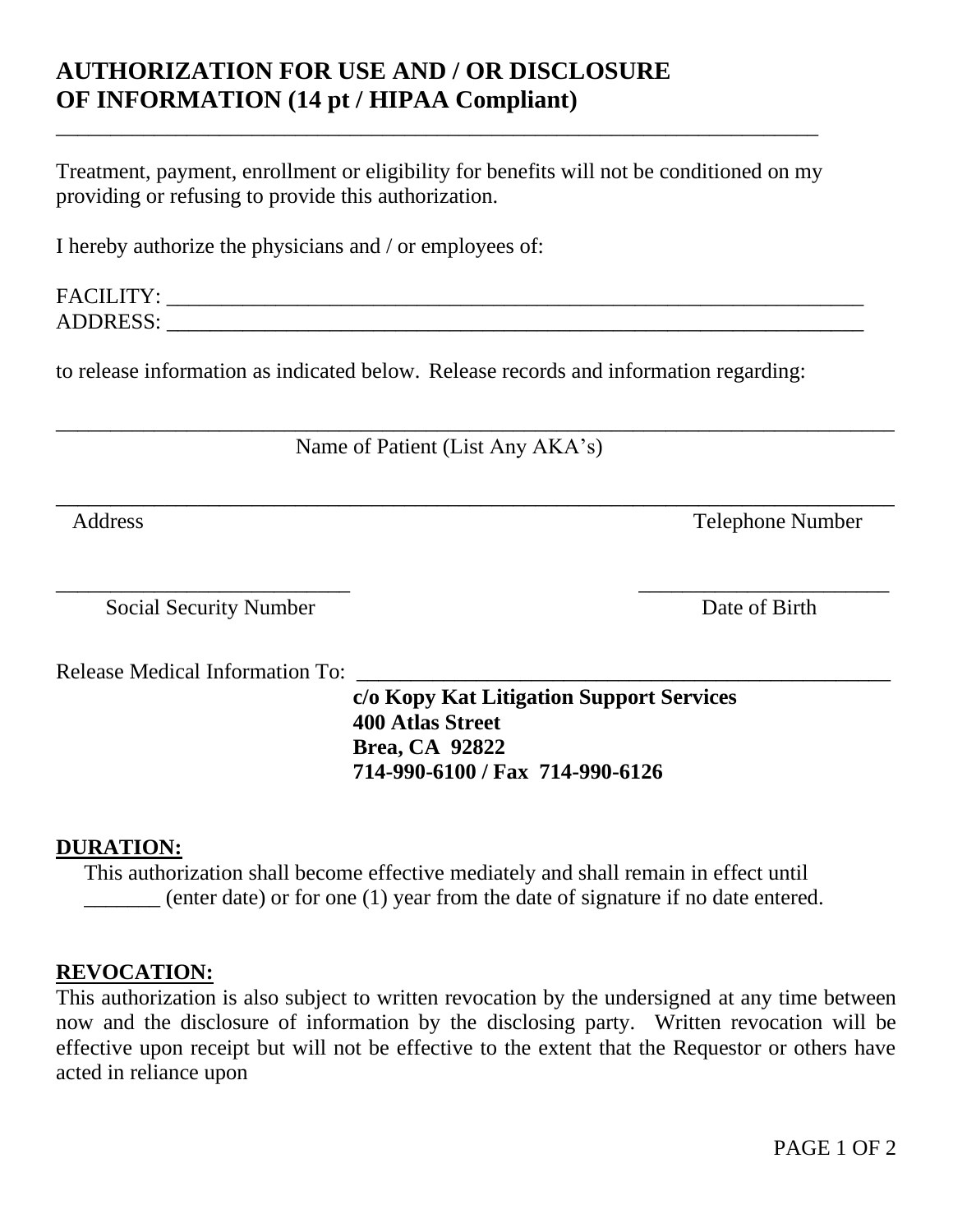# AUTHORIZATION FOR USE AND / OR DISCLOSURE OF INFORMATION (14 pt / HIPAA Compliant)

---

Treatment, payment, enrollment or eligibility for benefits will not be conditioned on my providing or refusing to provide this authorization.

I hereby authorize the physicians and / or employees of:

FACILITY: ____________________________________________________________________
ADDRESS: ____________________________________________________________________

to release information as indicated below. Release records and information regarding:

______________________________________________________________________________
Name of Patient (List Any AKA's)

______________________________________________________________________________
Address                                                                                                                          Telephone Number

____________________________                                        ________________________
Social Security Number                                                                               Date of Birth

Release Medical Information To: ____________________________________________________

**c/o Kopy Kat Litigation Support Services**
**400 Atlas Street**
**Brea, CA 92822**
**714-990-6100 / Fax 714-990-6126**

**<u>DURATION:</u>**

This authorization shall become effective mediately and shall remain in effect until _______ (enter date) or for one (1) year from the date of signature if no date entered.

**<u>REVOCATION:</u>**

This authorization is also subject to written revocation by the undersigned at any time between now and the disclosure of information by the disclosing party. Written revocation will be effective upon receipt but will not be effective to the extent that the Requestor or others have acted in reliance upon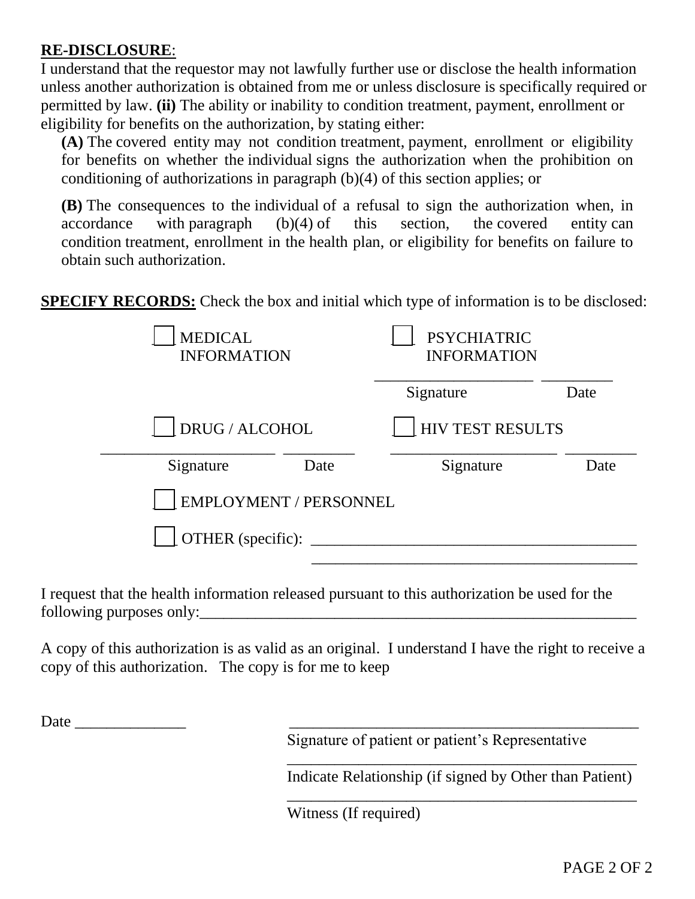**RE-DISCLOSURE**:
I understand that the requestor may not lawfully further use or disclose the health information unless another authorization is obtained from me or unless disclosure is specifically required or permitted by law. **(ii)** The ability or inability to condition treatment, payment, enrollment or eligibility for benefits on the authorization, by stating either:

> **(A)** The covered entity may not condition treatment, payment, enrollment or eligibility for benefits on whether the individual signs the authorization when the prohibition on conditioning of authorizations in paragraph (b)(4) of this section applies; or
>
> **(B)** The consequences to the individual of a refusal to sign the authorization when, in accordance with paragraph (b)(4) of this section, the covered entity can condition treatment, enrollment in the health plan, or eligibility for benefits on failure to obtain such authorization.

**SPECIFY RECORDS:** Check the box and initial which type of information is to be disclosed:

| | |
|---|---|
| ☐ MEDICAL INFORMATION | ☐ PSYCHIATRIC INFORMATION |
| | ____________________ _________ Signature Date |
| ☐ DRUG / ALCOHOL | ☐ HIV TEST RESULTS |
| ____________________ _________ Signature Date | ____________________ _________ Signature Date |
| ☐ EMPLOYMENT / PERSONNEL | |
| ☐ OTHER (specific): ________________________________________ | |

I request that the health information released pursuant to this authorization be used for the following purposes only:__________________________________________________________

A copy of this authorization is as valid as an original. I understand I have the right to receive a copy of this authorization. The copy is for me to keep

Date ______________

______________________________________________
Signature of patient or patient's Representative

______________________________________________
Indicate Relationship (if signed by Other than Patient)

______________________________________________
Witness (If required)